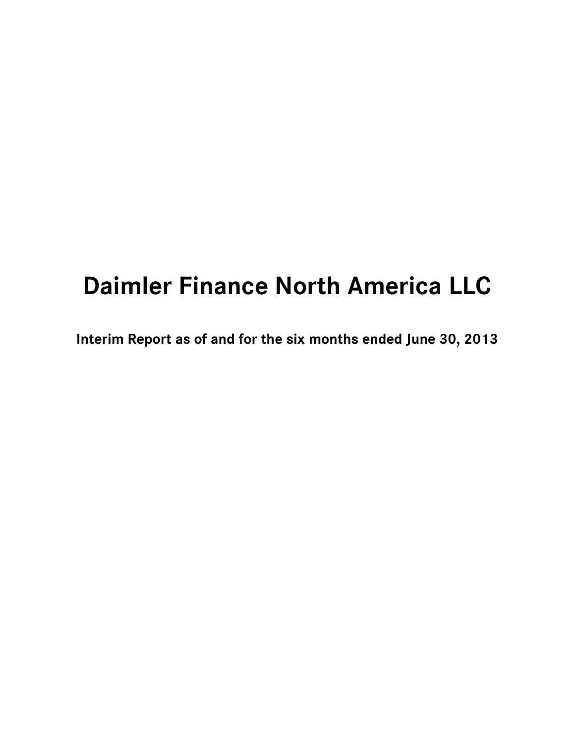# Daimler Finance North America LLC

## Interim Report as of and for the six months ended June 30, 2013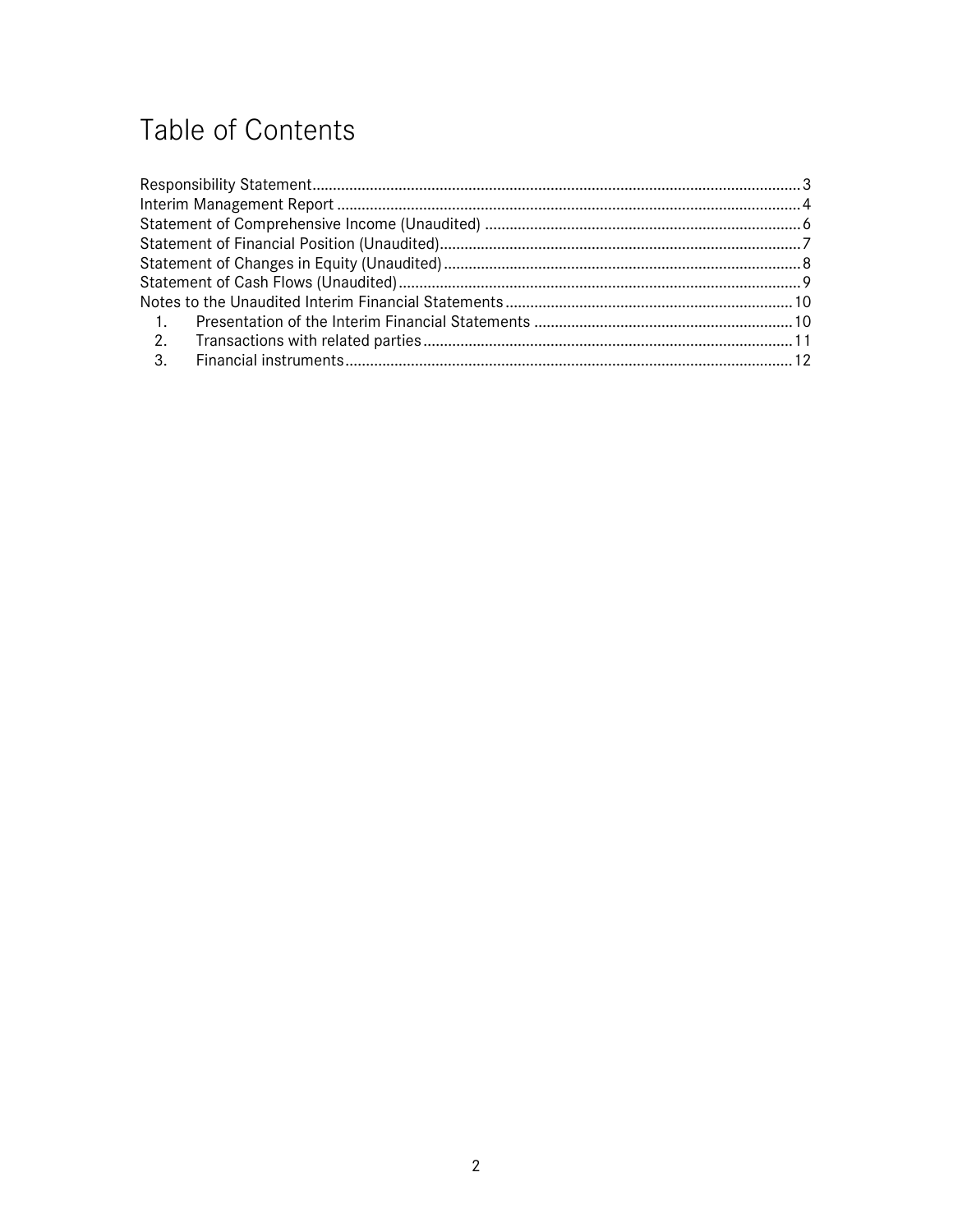# Table of Contents

Responsibility Statement......................................................................................................................3
Interim Management Report ................................................................................................................4
Statement of Comprehensive Income (Unaudited) .............................................................................6
Statement of Financial Position (Unaudited)........................................................................................7
Statement of Changes in Equity (Unaudited)......................................................................................8
Statement of Cash Flows (Unaudited).................................................................................................9
Notes to the Unaudited Interim Financial Statements......................................................................10

1. Presentation of the Interim Financial Statements ...............................................................10
2. Transactions with related parties..........................................................................................11
3. Financial instruments.............................................................................................................12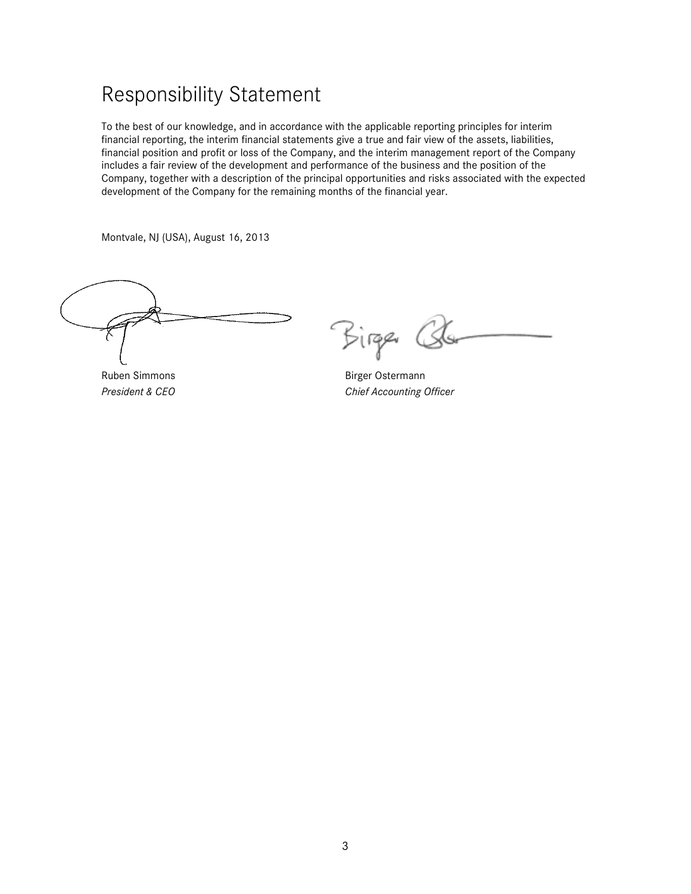# Responsibility Statement

To the best of our knowledge, and in accordance with the applicable reporting principles for interim financial reporting, the interim financial statements give a true and fair view of the assets, liabilities, financial position and profit or loss of the Company, and the interim management report of the Company includes a fair review of the development and performance of the business and the position of the Company, together with a description of the principal opportunities and risks associated with the expected development of the Company for the remaining months of the financial year.

Montvale, NJ (USA), August 16, 2013

Ruben Simmons
*President & CEO*

Birger Ostermann
*Chief Accounting Officer*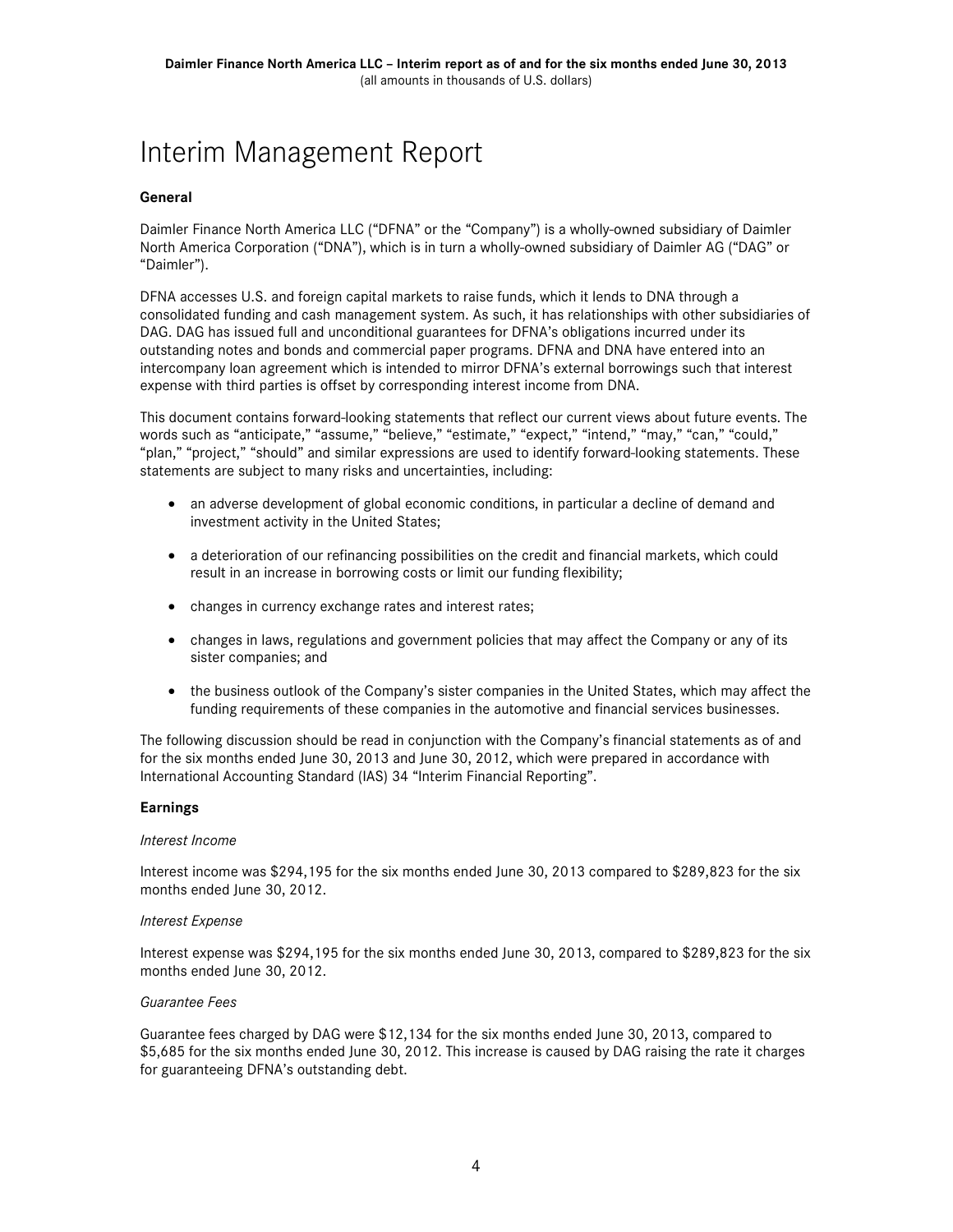# Interim Management Report

**General**

Daimler Finance North America LLC ("DFNA" or the "Company") is a wholly-owned subsidiary of Daimler North America Corporation ("DNA"), which is in turn a wholly-owned subsidiary of Daimler AG ("DAG" or "Daimler").

DFNA accesses U.S. and foreign capital markets to raise funds, which it lends to DNA through a consolidated funding and cash management system. As such, it has relationships with other subsidiaries of DAG. DAG has issued full and unconditional guarantees for DFNA's obligations incurred under its outstanding notes and bonds and commercial paper programs. DFNA and DNA have entered into an intercompany loan agreement which is intended to mirror DFNA's external borrowings such that interest expense with third parties is offset by corresponding interest income from DNA.

This document contains forward-looking statements that reflect our current views about future events. The words such as "anticipate," "assume," "believe," "estimate," "expect," "intend," "may," "can," "could," "plan," "project," "should" and similar expressions are used to identify forward-looking statements. These statements are subject to many risks and uncertainties, including:

- an adverse development of global economic conditions, in particular a decline of demand and investment activity in the United States;
- a deterioration of our refinancing possibilities on the credit and financial markets, which could result in an increase in borrowing costs or limit our funding flexibility;
- changes in currency exchange rates and interest rates;
- changes in laws, regulations and government policies that may affect the Company or any of its sister companies; and
- the business outlook of the Company's sister companies in the United States, which may affect the funding requirements of these companies in the automotive and financial services businesses.

The following discussion should be read in conjunction with the Company's financial statements as of and for the six months ended June 30, 2013 and June 30, 2012, which were prepared in accordance with International Accounting Standard (IAS) 34 "Interim Financial Reporting".

**Earnings**

*Interest Income*

Interest income was $294,195 for the six months ended June 30, 2013 compared to $289,823 for the six months ended June 30, 2012.

*Interest Expense*

Interest expense was $294,195 for the six months ended June 30, 2013, compared to $289,823 for the six months ended June 30, 2012.

*Guarantee Fees*

Guarantee fees charged by DAG were $12,134 for the six months ended June 30, 2013, compared to $5,685 for the six months ended June 30, 2012. This increase is caused by DAG raising the rate it charges for guaranteeing DFNA's outstanding debt.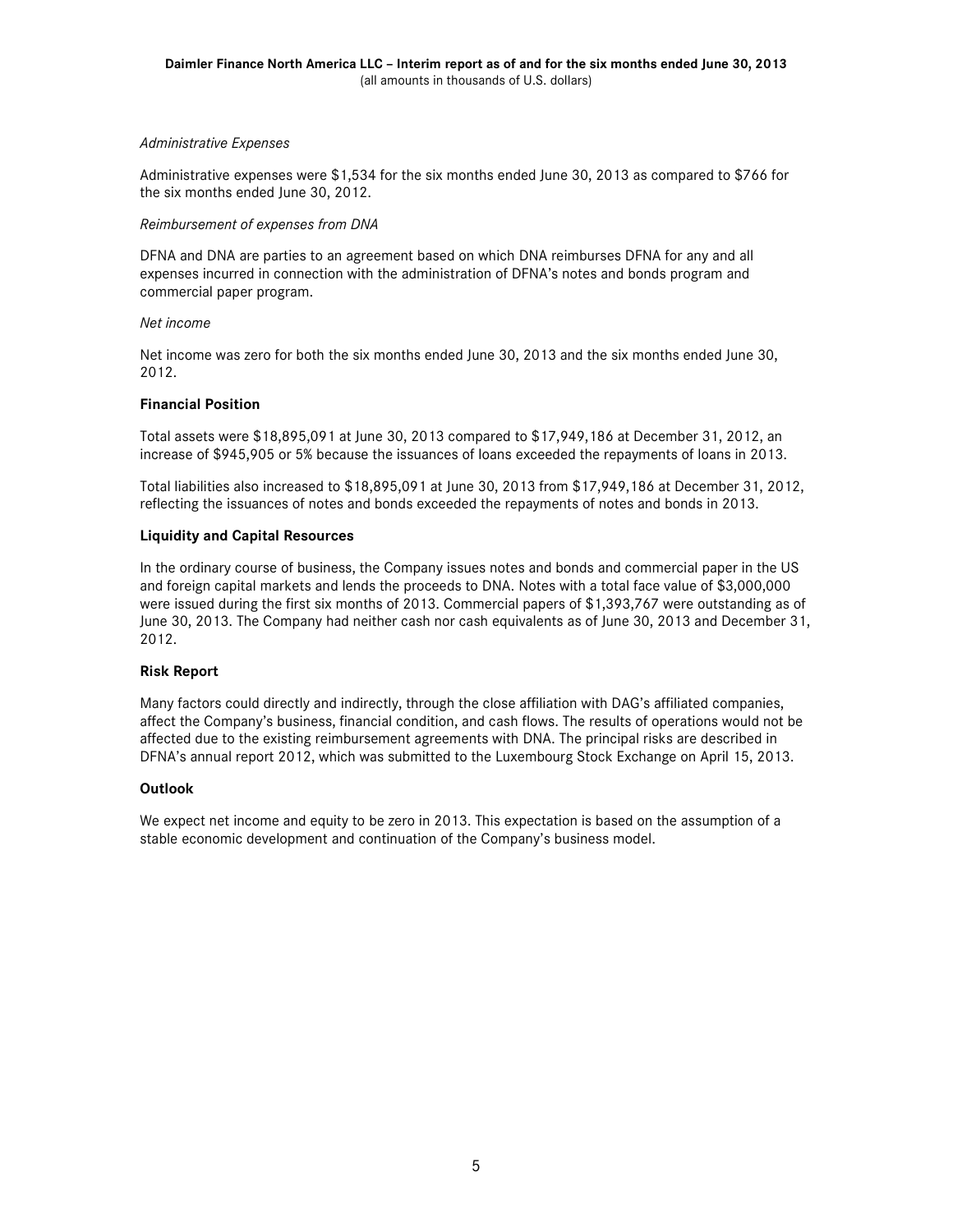*Administrative Expenses*

Administrative expenses were $1,534 for the six months ended June 30, 2013 as compared to $766 for the six months ended June 30, 2012.

*Reimbursement of expenses from DNA*

DFNA and DNA are parties to an agreement based on which DNA reimburses DFNA for any and all expenses incurred in connection with the administration of DFNA's notes and bonds program and commercial paper program.

*Net income*

Net income was zero for both the six months ended June 30, 2013 and the six months ended June 30, 2012.

**Financial Position**

Total assets were $18,895,091 at June 30, 2013 compared to $17,949,186 at December 31, 2012, an increase of $945,905 or 5% because the issuances of loans exceeded the repayments of loans in 2013.

Total liabilities also increased to $18,895,091 at June 30, 2013 from $17,949,186 at December 31, 2012, reflecting the issuances of notes and bonds exceeded the repayments of notes and bonds in 2013.

**Liquidity and Capital Resources**

In the ordinary course of business, the Company issues notes and bonds and commercial paper in the US and foreign capital markets and lends the proceeds to DNA. Notes with a total face value of $3,000,000 were issued during the first six months of 2013. Commercial papers of $1,393,767 were outstanding as of June 30, 2013. The Company had neither cash nor cash equivalents as of June 30, 2013 and December 31, 2012.

**Risk Report**

Many factors could directly and indirectly, through the close affiliation with DAG's affiliated companies, affect the Company's business, financial condition, and cash flows. The results of operations would not be affected due to the existing reimbursement agreements with DNA. The principal risks are described in DFNA's annual report 2012, which was submitted to the Luxembourg Stock Exchange on April 15, 2013.

**Outlook**

We expect net income and equity to be zero in 2013. This expectation is based on the assumption of a stable economic development and continuation of the Company's business model.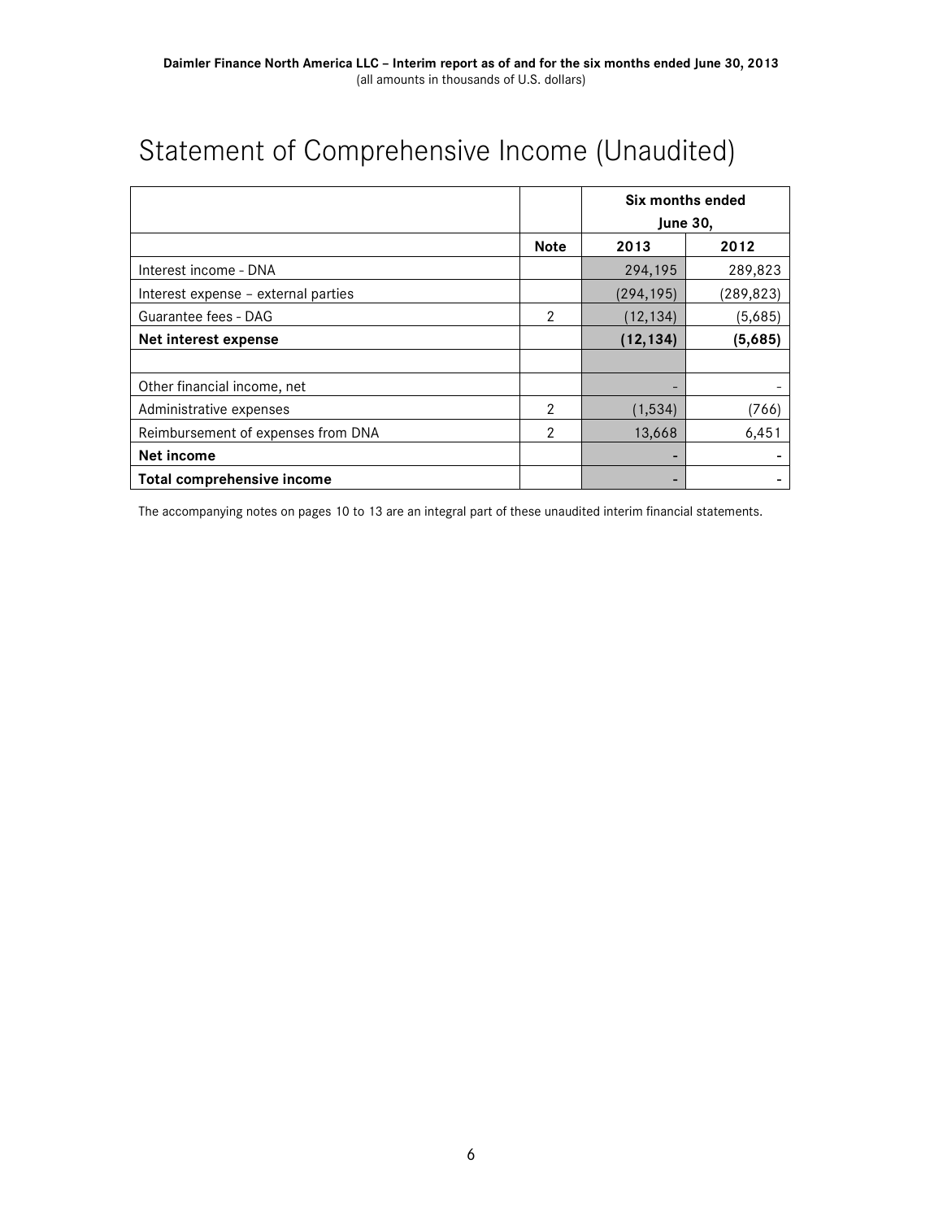# Statement of Comprehensive Income (Unaudited)

| | | Six months ended June 30, | |
|---|---|---|---|
| | **Note** | **2013** | **2012** |
| Interest income - DNA | | 294,195 | 289,823 |
| Interest expense – external parties | | (294,195) | (289,823) |
| Guarantee fees - DAG | 2 | (12,134) | (5,685) |
| **Net interest expense** | | **(12,134)** | **(5,685)** |
| | | | |
| Other financial income, net | | - | - |
| Administrative expenses | 2 | (1,534) | (766) |
| Reimbursement of expenses from DNA | 2 | 13,668 | 6,451 |
| **Net income** | | - | - |
| **Total comprehensive income** | | - | - |

The accompanying notes on pages 10 to 13 are an integral part of these unaudited interim financial statements.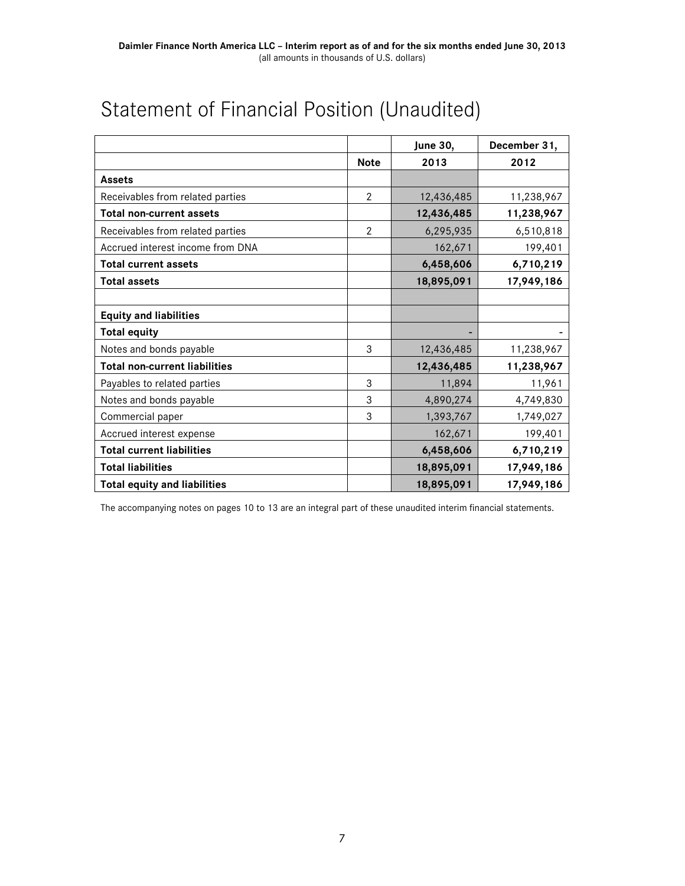# Statement of Financial Position (Unaudited)

| | Note | June 30, 2013 | December 31, 2012 |
|---|---|---|---|
| **Assets** | | | |
| Receivables from related parties | 2 | 12,436,485 | 11,238,967 |
| **Total non-current assets** | | **12,436,485** | **11,238,967** |
| Receivables from related parties | 2 | 6,295,935 | 6,510,818 |
| Accrued interest income from DNA | | 162,671 | 199,401 |
| **Total current assets** | | **6,458,606** | **6,710,219** |
| **Total assets** | | **18,895,091** | **17,949,186** |
| | | | |
| **Equity and liabilities** | | | |
| **Total equity** | | - | - |
| Notes and bonds payable | 3 | 12,436,485 | 11,238,967 |
| **Total non-current liabilities** | | **12,436,485** | **11,238,967** |
| Payables to related parties | 3 | 11,894 | 11,961 |
| Notes and bonds payable | 3 | 4,890,274 | 4,749,830 |
| Commercial paper | 3 | 1,393,767 | 1,749,027 |
| Accrued interest expense | | 162,671 | 199,401 |
| **Total current liabilities** | | **6,458,606** | **6,710,219** |
| **Total liabilities** | | **18,895,091** | **17,949,186** |
| **Total equity and liabilities** | | **18,895,091** | **17,949,186** |

The accompanying notes on pages 10 to 13 are an integral part of these unaudited interim financial statements.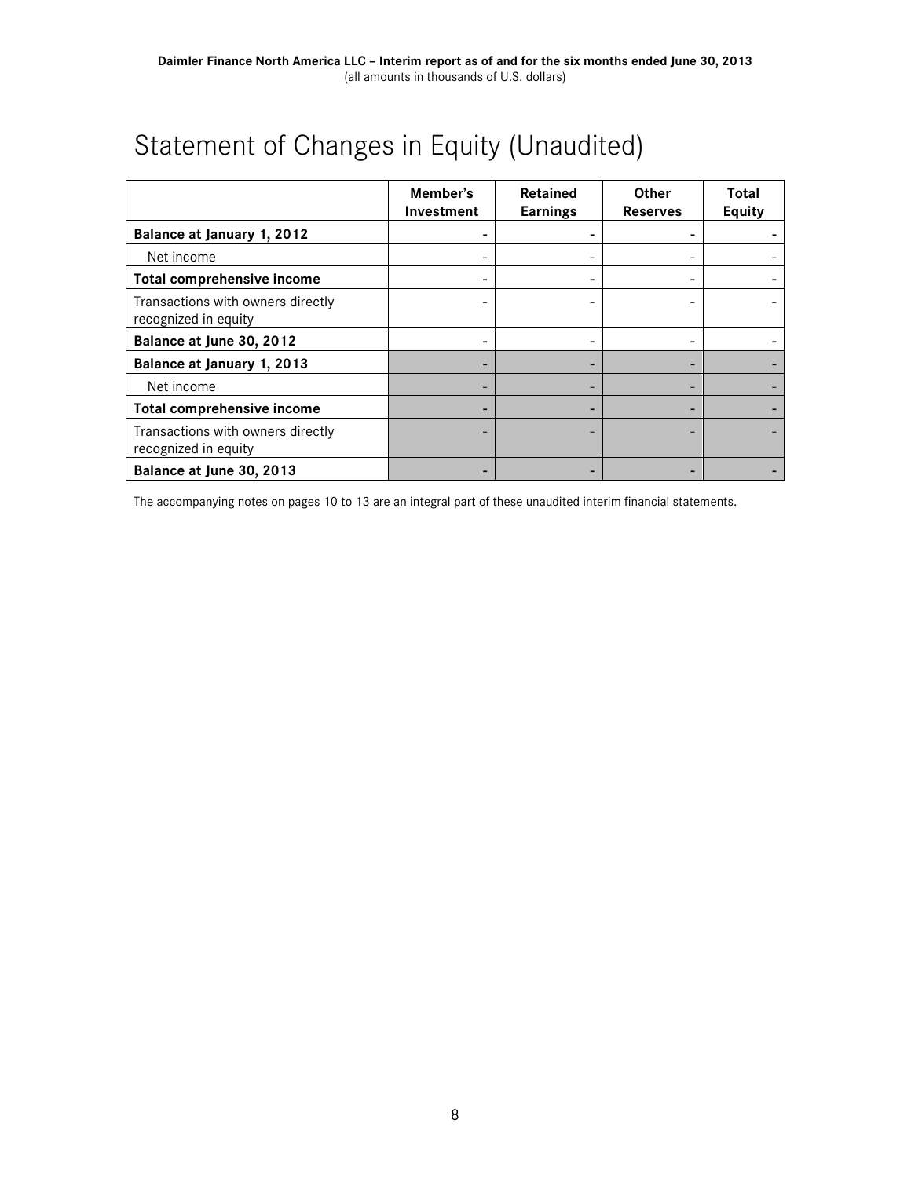# Statement of Changes in Equity (Unaudited)

| | Member's Investment | Retained Earnings | Other Reserves | Total Equity |
|---|---|---|---|---|
| **Balance at January 1, 2012** | **-** | **-** | **-** | **-** |
| Net income | - | - | - | - |
| **Total comprehensive income** | **-** | **-** | **-** | **-** |
| Transactions with owners directly recognized in equity | - | - | - | - |
| **Balance at June 30, 2012** | **-** | **-** | **-** | **-** |
| **Balance at January 1, 2013** | **-** | **-** | **-** | **-** |
| Net income | - | - | - | - |
| **Total comprehensive income** | **-** | **-** | **-** | **-** |
| Transactions with owners directly recognized in equity | - | - | - | - |
| **Balance at June 30, 2013** | **-** | **-** | **-** | **-** |

The accompanying notes on pages 10 to 13 are an integral part of these unaudited interim financial statements.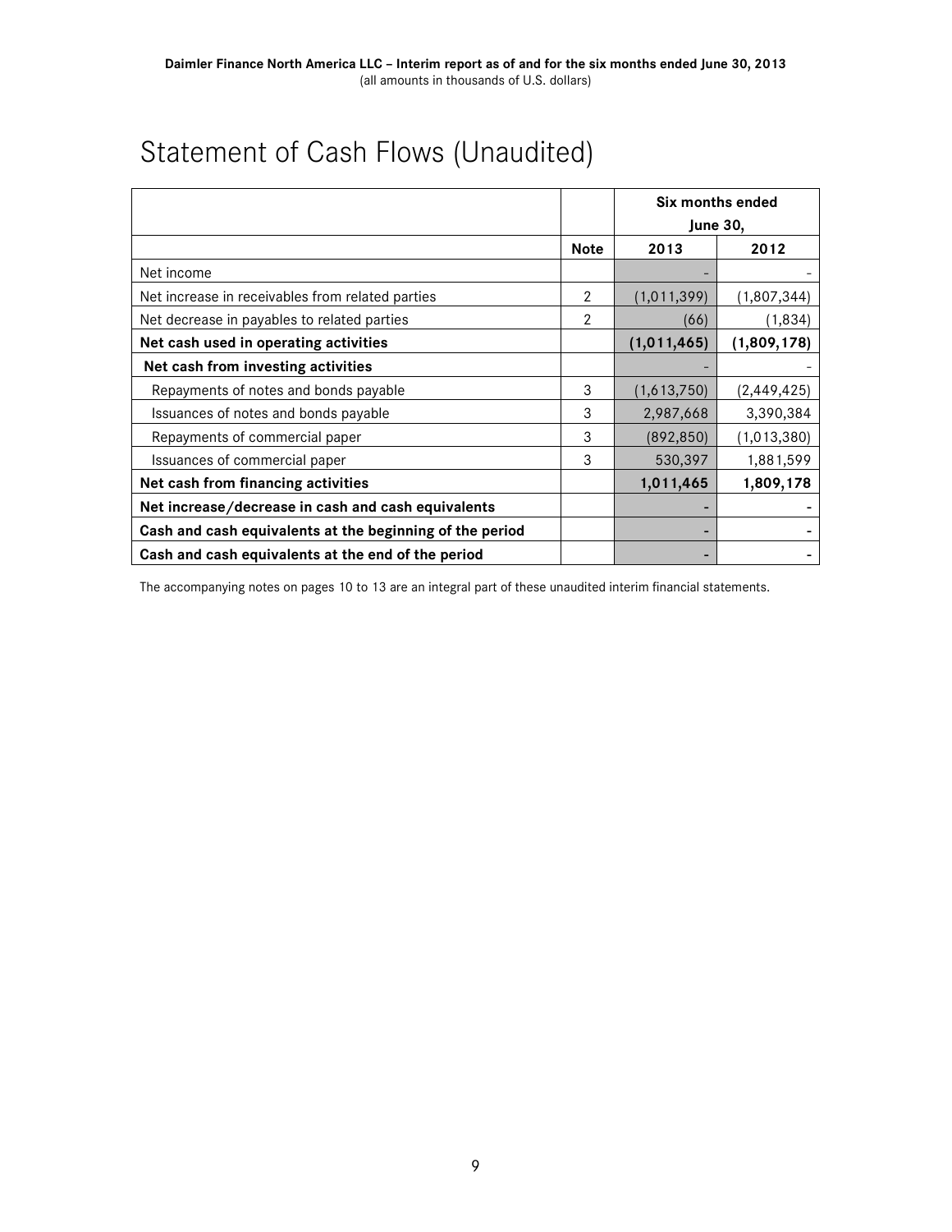# Statement of Cash Flows (Unaudited)

| | | Six months ended June 30, | |
|---|---|---|---|
| | **Note** | **2013** | **2012** |
| Net income | | - | - |
| Net increase in receivables from related parties | 2 | (1,011,399) | (1,807,344) |
| Net decrease in payables to related parties | 2 | (66) | (1,834) |
| **Net cash used in operating activities** | | **(1,011,465)** | **(1,809,178)** |
| **Net cash from investing activities** | | - | - |
| Repayments of notes and bonds payable | 3 | (1,613,750) | (2,449,425) |
| Issuances of notes and bonds payable | 3 | 2,987,668 | 3,390,384 |
| Repayments of commercial paper | 3 | (892,850) | (1,013,380) |
| Issuances of commercial paper | 3 | 530,397 | 1,881,599 |
| **Net cash from financing activities** | | **1,011,465** | **1,809,178** |
| **Net increase/decrease in cash and cash equivalents** | | **-** | **-** |
| **Cash and cash equivalents at the beginning of the period** | | **-** | **-** |
| **Cash and cash equivalents at the end of the period** | | **-** | **-** |

The accompanying notes on pages 10 to 13 are an integral part of these unaudited interim financial statements.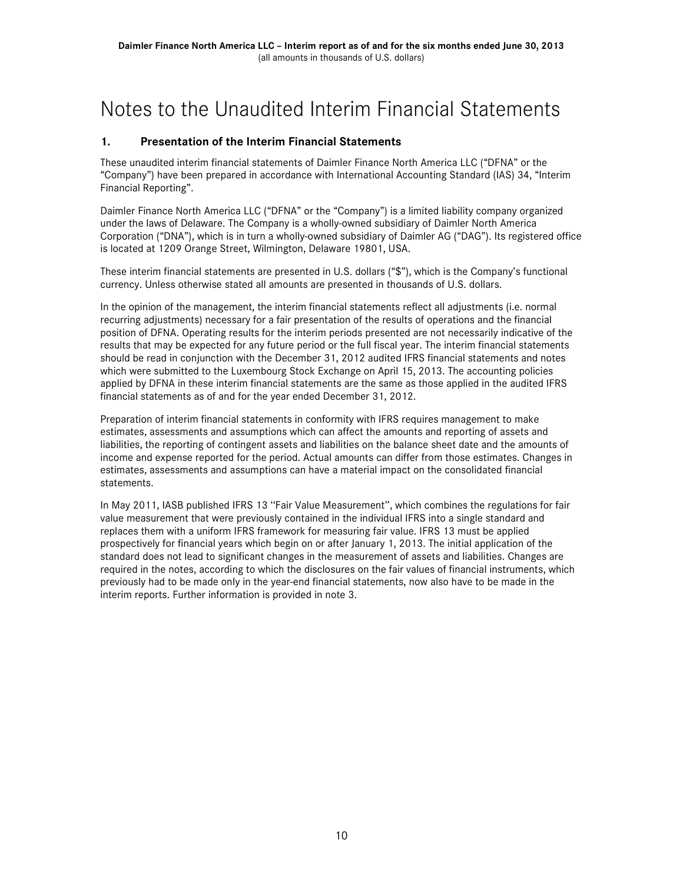# Notes to the Unaudited Interim Financial Statements

## 1. Presentation of the Interim Financial Statements

These unaudited interim financial statements of Daimler Finance North America LLC ("DFNA" or the "Company") have been prepared in accordance with International Accounting Standard (IAS) 34, "Interim Financial Reporting".

Daimler Finance North America LLC ("DFNA" or the "Company") is a limited liability company organized under the laws of Delaware. The Company is a wholly-owned subsidiary of Daimler North America Corporation ("DNA"), which is in turn a wholly-owned subsidiary of Daimler AG ("DAG"). Its registered office is located at 1209 Orange Street, Wilmington, Delaware 19801, USA.

These interim financial statements are presented in U.S. dollars ("$"), which is the Company's functional currency. Unless otherwise stated all amounts are presented in thousands of U.S. dollars.

In the opinion of the management, the interim financial statements reflect all adjustments (i.e. normal recurring adjustments) necessary for a fair presentation of the results of operations and the financial position of DFNA. Operating results for the interim periods presented are not necessarily indicative of the results that may be expected for any future period or the full fiscal year. The interim financial statements should be read in conjunction with the December 31, 2012 audited IFRS financial statements and notes which were submitted to the Luxembourg Stock Exchange on April 15, 2013. The accounting policies applied by DFNA in these interim financial statements are the same as those applied in the audited IFRS financial statements as of and for the year ended December 31, 2012.

Preparation of interim financial statements in conformity with IFRS requires management to make estimates, assessments and assumptions which can affect the amounts and reporting of assets and liabilities, the reporting of contingent assets and liabilities on the balance sheet date and the amounts of income and expense reported for the period. Actual amounts can differ from those estimates. Changes in estimates, assessments and assumptions can have a material impact on the consolidated financial statements.

In May 2011, IASB published IFRS 13 "Fair Value Measurement", which combines the regulations for fair value measurement that were previously contained in the individual IFRS into a single standard and replaces them with a uniform IFRS framework for measuring fair value. IFRS 13 must be applied prospectively for financial years which begin on or after January 1, 2013. The initial application of the standard does not lead to significant changes in the measurement of assets and liabilities. Changes are required in the notes, according to which the disclosures on the fair values of financial instruments, which previously had to be made only in the year-end financial statements, now also have to be made in the interim reports. Further information is provided in note 3.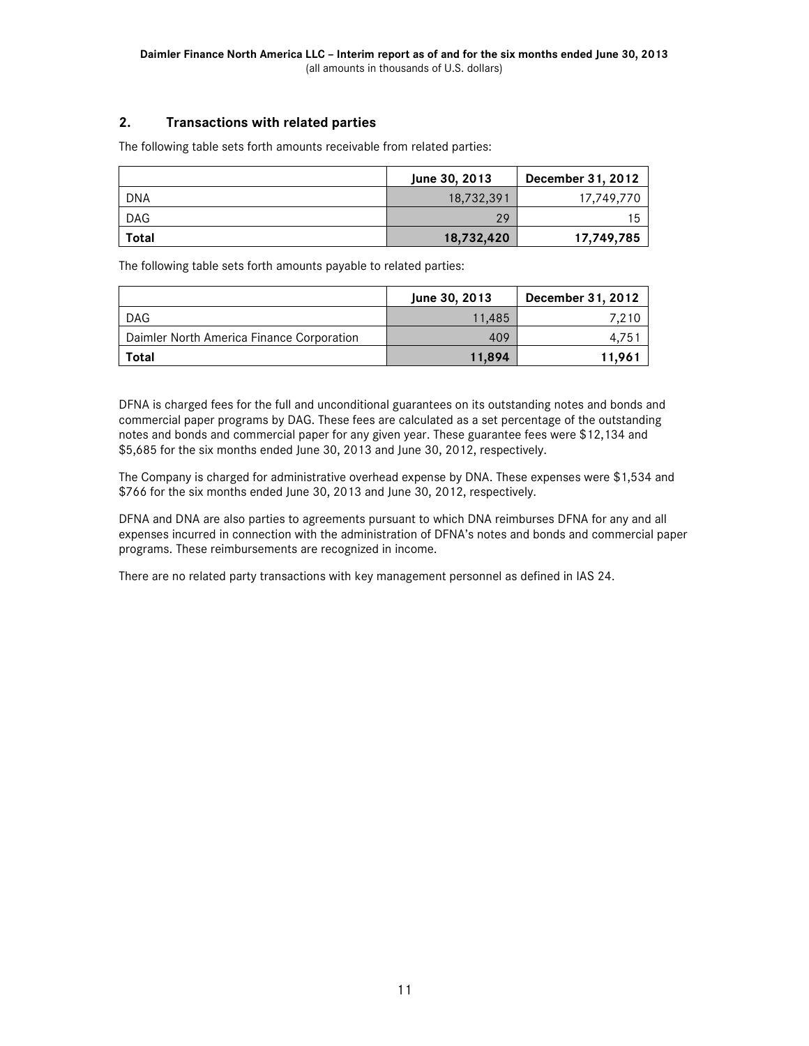## 2. Transactions with related parties

The following table sets forth amounts receivable from related parties:

| | June 30, 2013 | December 31, 2012 |
|---|---|---|
| DNA | 18,732,391 | 17,749,770 |
| DAG | 29 | 15 |
| **Total** | **18,732,420** | **17,749,785** |

The following table sets forth amounts payable to related parties:

| | June 30, 2013 | December 31, 2012 |
|---|---|---|
| DAG | 11,485 | 7,210 |
| Daimler North America Finance Corporation | 409 | 4,751 |
| **Total** | **11,894** | **11,961** |

DFNA is charged fees for the full and unconditional guarantees on its outstanding notes and bonds and commercial paper programs by DAG. These fees are calculated as a set percentage of the outstanding notes and bonds and commercial paper for any given year. These guarantee fees were $12,134 and $5,685 for the six months ended June 30, 2013 and June 30, 2012, respectively.

The Company is charged for administrative overhead expense by DNA. These expenses were $1,534 and $766 for the six months ended June 30, 2013 and June 30, 2012, respectively.

DFNA and DNA are also parties to agreements pursuant to which DNA reimburses DFNA for any and all expenses incurred in connection with the administration of DFNA's notes and bonds and commercial paper programs. These reimbursements are recognized in income.

There are no related party transactions with key management personnel as defined in IAS 24.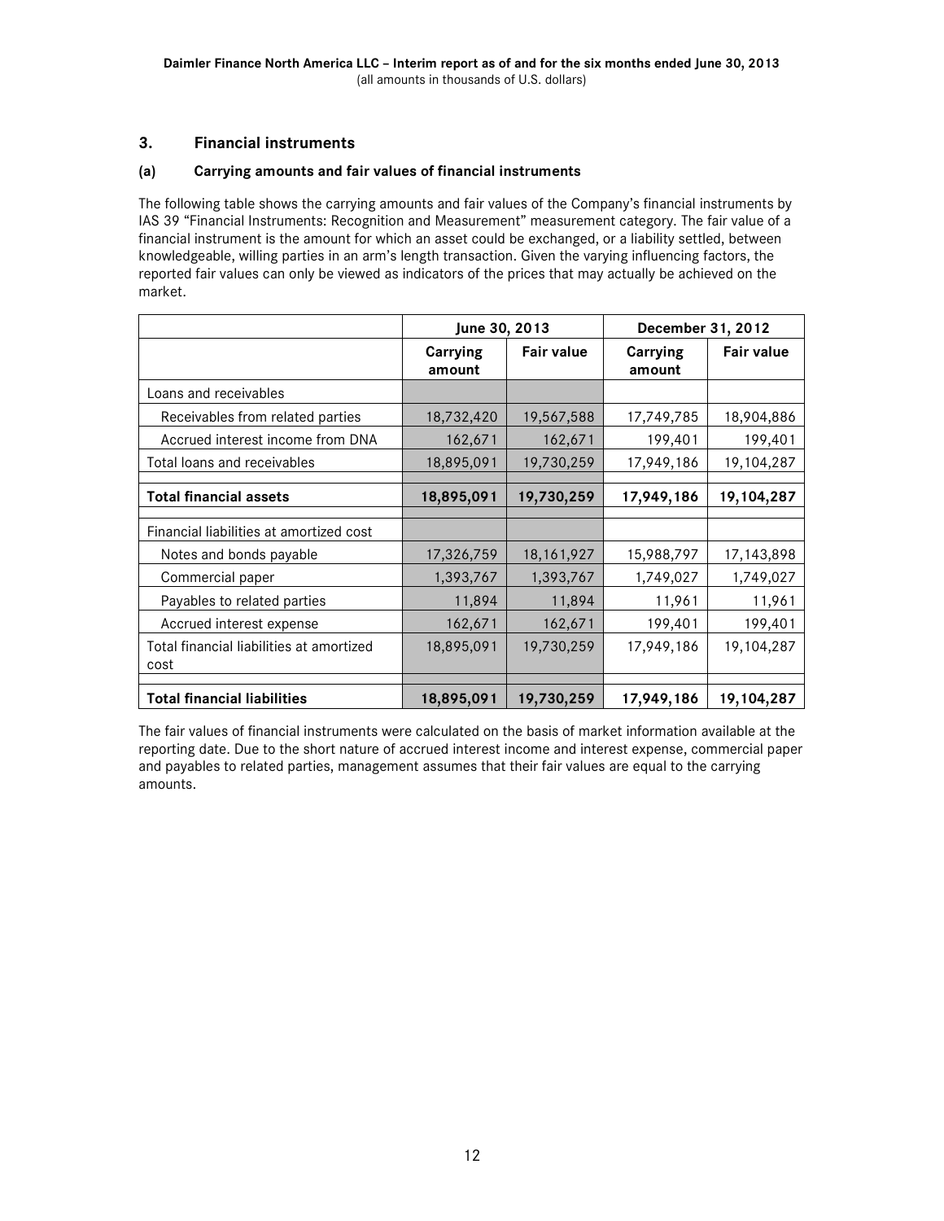## 3. Financial instruments

### (a) Carrying amounts and fair values of financial instruments

The following table shows the carrying amounts and fair values of the Company's financial instruments by IAS 39 "Financial Instruments: Recognition and Measurement" measurement category. The fair value of a financial instrument is the amount for which an asset could be exchanged, or a liability settled, between knowledgeable, willing parties in an arm's length transaction. Given the varying influencing factors, the reported fair values can only be viewed as indicators of the prices that may actually be achieved on the market.

| | June 30, 2013 | | December 31, 2012 | |
|---|---|---|---|---|
| | Carrying amount | Fair value | Carrying amount | Fair value |
| Loans and receivables | | | | |
| Receivables from related parties | 18,732,420 | 19,567,588 | 17,749,785 | 18,904,886 |
| Accrued interest income from DNA | 162,671 | 162,671 | 199,401 | 199,401 |
| Total loans and receivables | 18,895,091 | 19,730,259 | 17,949,186 | 19,104,287 |
| **Total financial assets** | **18,895,091** | **19,730,259** | **17,949,186** | **19,104,287** |
| Financial liabilities at amortized cost | | | | |
| Notes and bonds payable | 17,326,759 | 18,161,927 | 15,988,797 | 17,143,898 |
| Commercial paper | 1,393,767 | 1,393,767 | 1,749,027 | 1,749,027 |
| Payables to related parties | 11,894 | 11,894 | 11,961 | 11,961 |
| Accrued interest expense | 162,671 | 162,671 | 199,401 | 199,401 |
| Total financial liabilities at amortized cost | 18,895,091 | 19,730,259 | 17,949,186 | 19,104,287 |
| **Total financial liabilities** | **18,895,091** | **19,730,259** | **17,949,186** | **19,104,287** |

The fair values of financial instruments were calculated on the basis of market information available at the reporting date. Due to the short nature of accrued interest income and interest expense, commercial paper and payables to related parties, management assumes that their fair values are equal to the carrying amounts.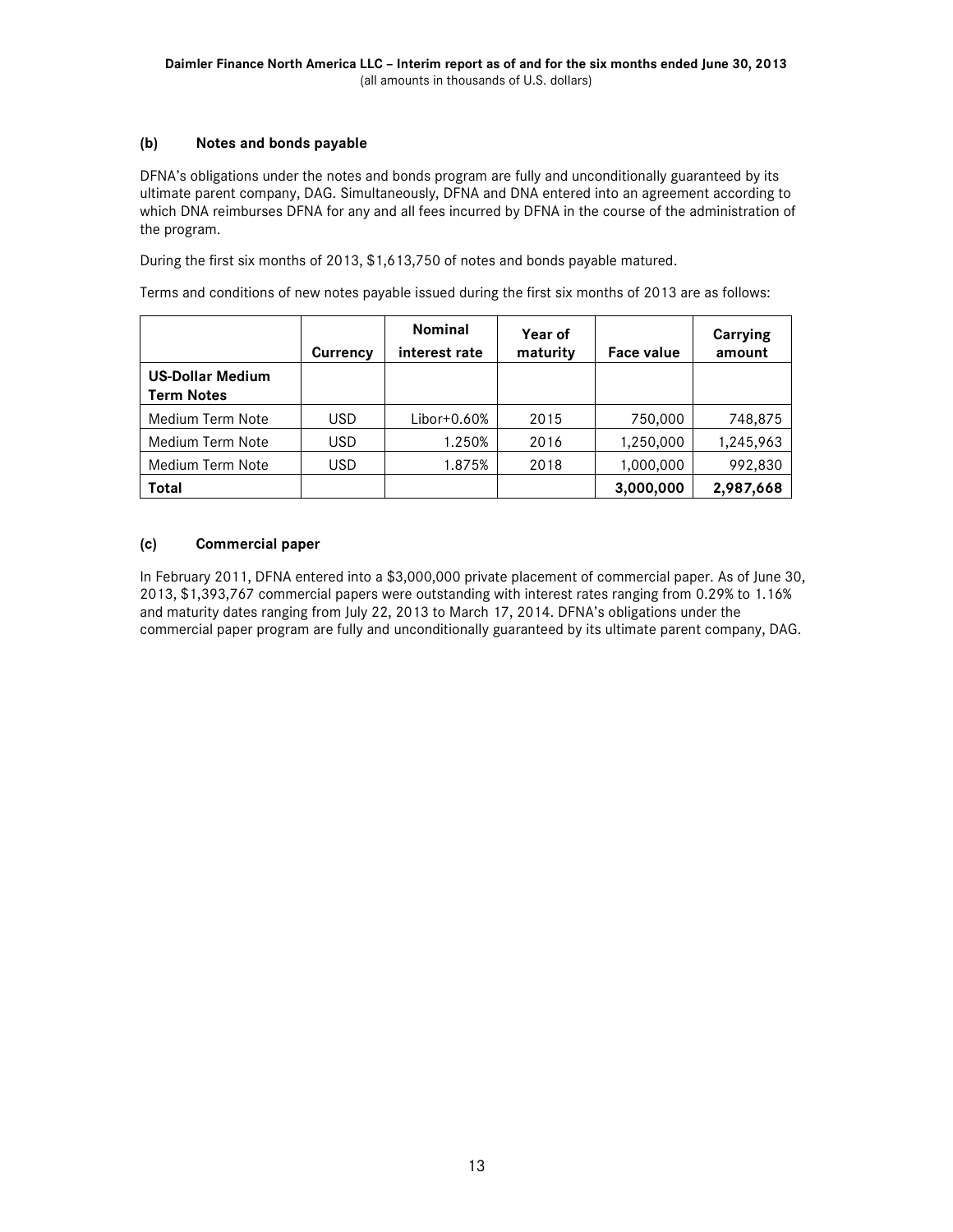### (b) Notes and bonds payable

DFNA's obligations under the notes and bonds program are fully and unconditionally guaranteed by its ultimate parent company, DAG. Simultaneously, DFNA and DNA entered into an agreement according to which DNA reimburses DFNA for any and all fees incurred by DFNA in the course of the administration of the program.

During the first six months of 2013, $1,613,750 of notes and bonds payable matured.

Terms and conditions of new notes payable issued during the first six months of 2013 are as follows:

| | Currency | Nominal interest rate | Year of maturity | Face value | Carrying amount |
|---|---|---|---|---|---|
| **US-Dollar Medium Term Notes** | | | | | |
| Medium Term Note | USD | Libor+0.60% | 2015 | 750,000 | 748,875 |
| Medium Term Note | USD | 1.250% | 2016 | 1,250,000 | 1,245,963 |
| Medium Term Note | USD | 1.875% | 2018 | 1,000,000 | 992,830 |
| **Total** | | | | **3,000,000** | **2,987,668** |

### (c) Commercial paper

In February 2011, DFNA entered into a $3,000,000 private placement of commercial paper. As of June 30, 2013, $1,393,767 commercial papers were outstanding with interest rates ranging from 0.29% to 1.16% and maturity dates ranging from July 22, 2013 to March 17, 2014. DFNA's obligations under the commercial paper program are fully and unconditionally guaranteed by its ultimate parent company, DAG.